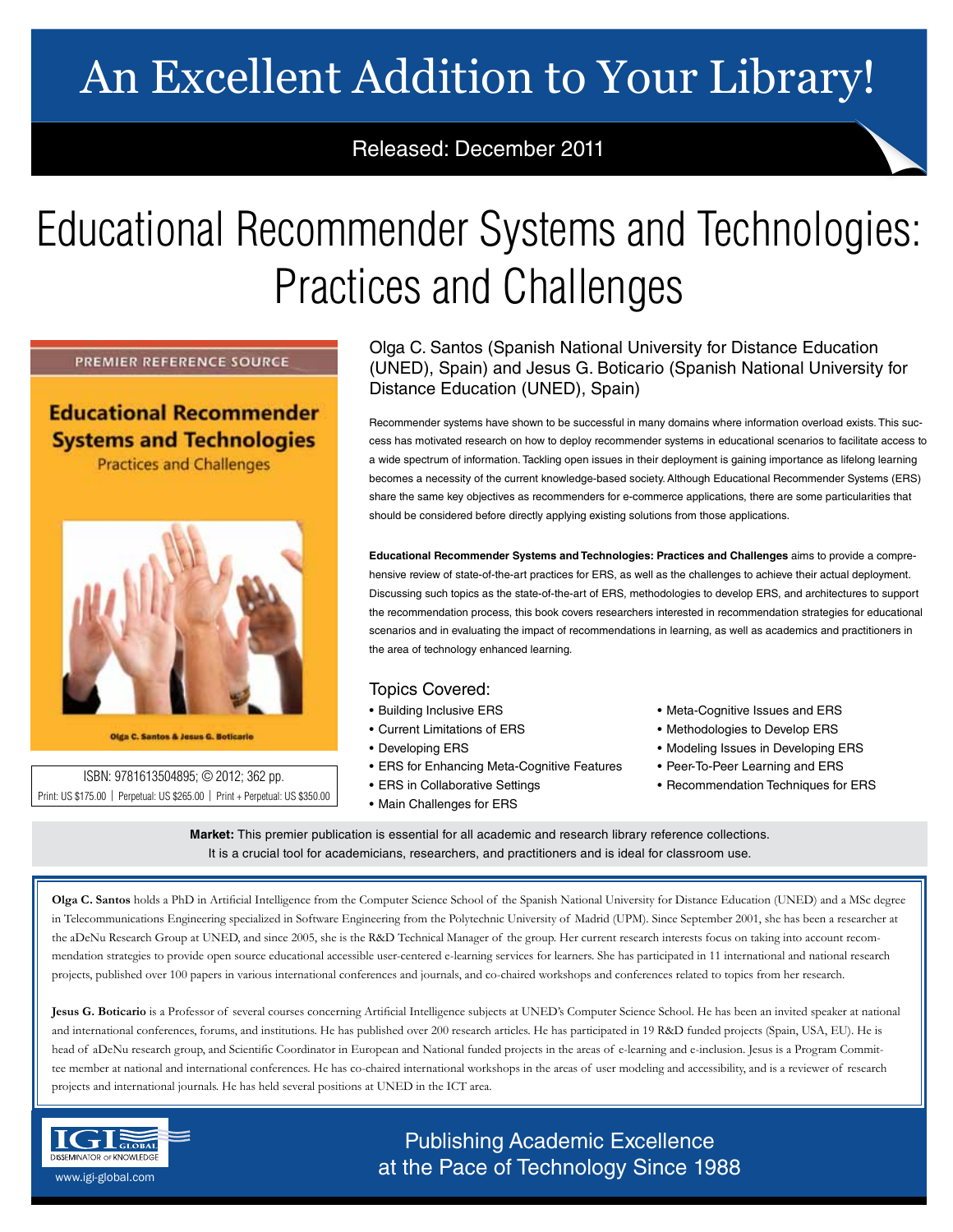# An Excellent Addition to Your Library!

Released: December 2011

# Educational Recommender Systems and Technologies: Practices and Challenges

PREMIER REFERENCE SOURCE

**Educational Recommender Systems and Technologies**
Practices and Challenges

Olga C. Santos & Jesus G. Boticario

ISBN: 9781613504895; © 2012; 362 pp.
Print: US $175.00 | Perpetual: US $265.00 | Print + Perpetual: US $350.00

Olga C. Santos (Spanish National University for Distance Education (UNED), Spain) and Jesus G. Boticario (Spanish National University for Distance Education (UNED), Spain)

Recommender systems have shown to be successful in many domains where information overload exists. This success has motivated research on how to deploy recommender systems in educational scenarios to facilitate access to a wide spectrum of information. Tackling open issues in their deployment is gaining importance as lifelong learning becomes a necessity of the current knowledge-based society. Although Educational Recommender Systems (ERS) share the same key objectives as recommenders for e-commerce applications, there are some particularities that should be considered before directly applying existing solutions from those applications.

**Educational Recommender Systems and Technologies: Practices and Challenges** aims to provide a comprehensive review of state-of-the-art practices for ERS, as well as the challenges to achieve their actual deployment. Discussing such topics as the state-of-the-art of ERS, methodologies to develop ERS, and architectures to support the recommendation process, this book covers researchers interested in recommendation strategies for educational scenarios and in evaluating the impact of recommendations in learning, as well as academics and practitioners in the area of technology enhanced learning.

## Topics Covered:

- Building Inclusive ERS
- Current Limitations of ERS
- Developing ERS
- ERS for Enhancing Meta-Cognitive Features
- ERS in Collaborative Settings
- Main Challenges for ERS
- Meta-Cognitive Issues and ERS
- Methodologies to Develop ERS
- Modeling Issues in Developing ERS
- Peer-To-Peer Learning and ERS
- Recommendation Techniques for ERS

**Market:** This premier publication is essential for all academic and research library reference collections. It is a crucial tool for academicians, researchers, and practitioners and is ideal for classroom use.

**Olga C. Santos** holds a PhD in Artificial Intelligence from the Computer Science School of the Spanish National University for Distance Education (UNED) and a MSc degree in Telecommunications Engineering specialized in Software Engineering from the Polytechnic University of Madrid (UPM). Since September 2001, she has been a researcher at the aDeNu Research Group at UNED, and since 2005, she is the R&D Technical Manager of the group. Her current research interests focus on taking into account recommendation strategies to provide open source educational accessible user-centered e-learning services for learners. She has participated in 11 international and national research projects, published over 100 papers in various international conferences and journals, and co-chaired workshops and conferences related to topics from her research.

**Jesus G. Boticario** is a Professor of several courses concerning Artificial Intelligence subjects at UNED's Computer Science School. He has been an invited speaker at national and international conferences, forums, and institutions. He has published over 200 research articles. He has participated in 19 R&D funded projects (Spain, USA, EU). He is head of aDeNu research group, and Scientific Coordinator in European and National funded projects in the areas of e-learning and e-inclusion. Jesus is a Program Committee member at national and international conferences. He has co-chaired international workshops in the areas of user modeling and accessibility, and is a reviewer of research projects and international journals. He has held several positions at UNED in the ICT area.

IGI GLOBAL — DISSEMINATOR OF KNOWLEDGE
www.igi-global.com

Publishing Academic Excellence at the Pace of Technology Since 1988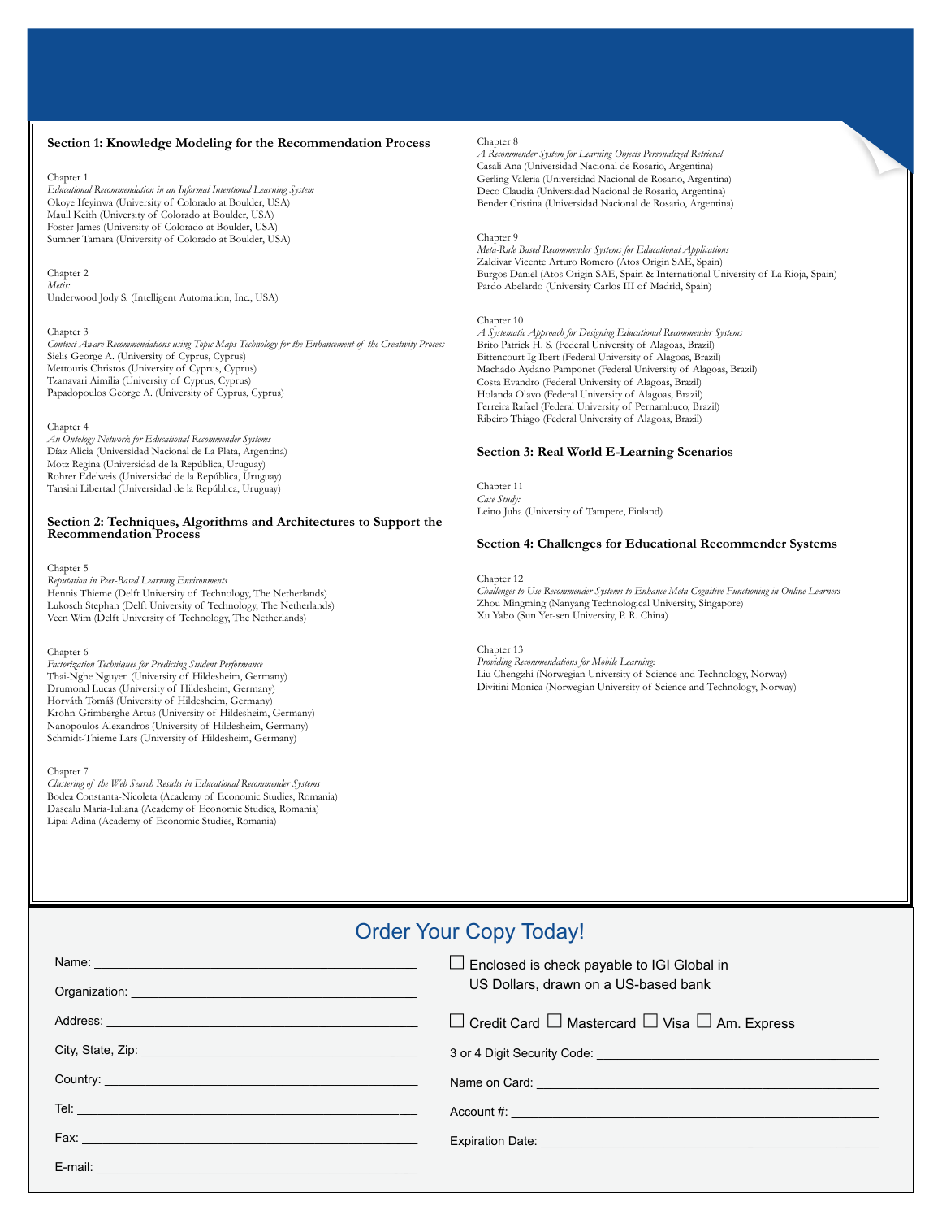### Section 1: Knowledge Modeling for the Recommendation Process

Chapter 1
*Educational Recommendation in an Informal Intentional Learning System*
Okoye Ifeyinwa (University of Colorado at Boulder, USA)
Maull Keith (University of Colorado at Boulder, USA)
Foster James (University of Colorado at Boulder, USA)
Sumner Tamara (University of Colorado at Boulder, USA)

Chapter 2
*Metis:*
Underwood Jody S. (Intelligent Automation, Inc., USA)

Chapter 3
*Context-Aware Recommendations using Topic Maps Technology for the Enhancement of the Creativity Process*
Sielis George A. (University of Cyprus, Cyprus)
Mettouris Christos (University of Cyprus, Cyprus)
Tzanavari Aimilia (University of Cyprus, Cyprus)
Papadopoulos George A. (University of Cyprus, Cyprus)

Chapter 4
*An Ontology Network for Educational Recommender Systems*
Díaz Alicia (Universidad Nacional de La Plata, Argentina)
Motz Regina (Universidad de la República, Uruguay)
Rohrer Edelweis (Universidad de la República, Uruguay)
Tansini Libertad (Universidad de la República, Uruguay)

### Section 2: Techniques, Algorithms and Architectures to Support the Recommendation Process

Chapter 5
*Reputation in Peer-Based Learning Environments*
Hennis Thieme (Delft University of Technology, The Netherlands)
Lukosch Stephan (Delft University of Technology, The Netherlands)
Veen Wim (Delft University of Technology, The Netherlands)

Chapter 6
*Factorization Techniques for Predicting Student Performance*
Thai-Nghe Nguyen (University of Hildesheim, Germany)
Drumond Lucas (University of Hildesheim, Germany)
Horváth Tomáš (University of Hildesheim, Germany)
Krohn-Grimberghe Artus (University of Hildesheim, Germany)
Nanopoulos Alexandros (University of Hildesheim, Germany)
Schmidt-Thieme Lars (University of Hildesheim, Germany)

Chapter 7
*Clustering of the Web Search Results in Educational Recommender Systems*
Bodea Constanta-Nicoleta (Academy of Economic Studies, Romania)
Dascalu Maria-Iuliana (Academy of Economic Studies, Romania)
Lipai Adina (Academy of Economic Studies, Romania)

Chapter 8
*A Recommender System for Learning Objects Personalized Retrieval*
Casali Ana (Universidad Nacional de Rosario, Argentina)
Gerling Valeria (Universidad Nacional de Rosario, Argentina)
Deco Claudia (Universidad Nacional de Rosario, Argentina)
Bender Cristina (Universidad Nacional de Rosario, Argentina)

Chapter 9
*Meta-Rule Based Recommender Systems for Educational Applications*
Zaldivar Vicente Arturo Romero (Atos Origin SAE, Spain)
Burgos Daniel (Atos Origin SAE, Spain & International University of La Rioja, Spain)
Pardo Abelardo (University Carlos III of Madrid, Spain)

Chapter 10
*A Systematic Approach for Designing Educational Recommender Systems*
Brito Patrick H. S. (Federal University of Alagoas, Brazil)
Bittencourt Ig Ibert (Federal University of Alagoas, Brazil)
Machado Aydano Pamponet (Federal University of Alagoas, Brazil)
Costa Evandro (Federal University of Alagoas, Brazil)
Holanda Olavo (Federal University of Alagoas, Brazil)
Ferreira Rafael (Federal University of Pernambuco, Brazil)
Ribeiro Thiago (Federal University of Alagoas, Brazil)

### Section 3: Real World E-Learning Scenarios

Chapter 11
*Case Study:*
Leino Juha (University of Tampere, Finland)

### Section 4: Challenges for Educational Recommender Systems

Chapter 12
*Challenges to Use Recommender Systems to Enhance Meta-Cognitive Functioning in Online Learners*
Zhou Mingming (Nanyang Technological University, Singapore)
Xu Yabo (Sun Yet-sen University, P. R. China)

Chapter 13
*Providing Recommendations for Mobile Learning:*
Liu Chengzhi (Norwegian University of Science and Technology, Norway)
Divitini Monica (Norwegian University of Science and Technology, Norway)

## Order Your Copy Today!

Name: ______________________________

Organization: ______________________________

Address: ______________________________

City, State, Zip: ______________________________

Country: ______________________________

Tel: ______________________________

Fax: ______________________________

E-mail: ______________________________

☐ Enclosed is check payable to IGI Global in US Dollars, drawn on a US-based bank

☐ Credit Card ☐ Mastercard ☐ Visa ☐ Am. Express

3 or 4 Digit Security Code: ______________________________

Name on Card: ______________________________

Account #: ______________________________

Expiration Date: ______________________________